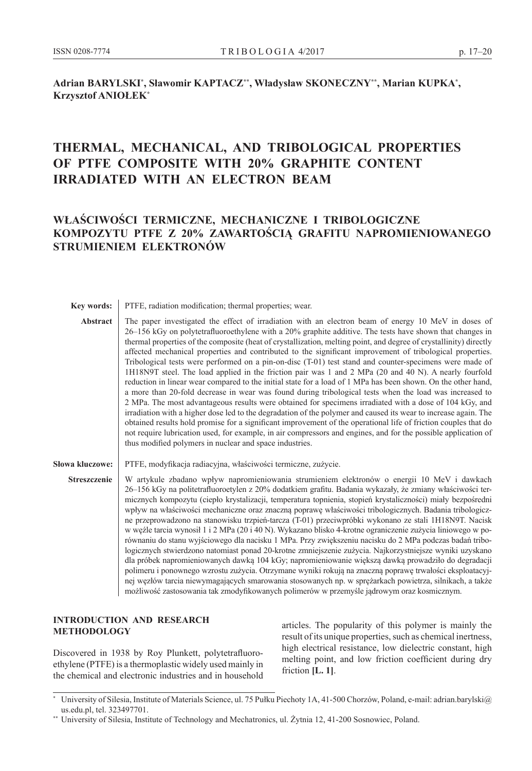**Adrian BARYLSKI[*], Sławomir KAPTACZ[**], Władysław SKONECZNY[**], Marian KUPKA[*], Krzysztof ANIOŁEK[*]**

# THERMAL, MECHANICAL, AND TRIBOLOGICAL PROPERTIES OF PTFE COMPOSITE WITH 20% GRAPHITE CONTENT IRRADIATED WITH AN ELECTRON BEAM

# WŁAŚCIWOŚCI TERMICZNE, MECHANICZNE I TRIBOLOGICZNE KOMPOZYTU PTFE Z 20% ZAWARTOŚCIĄ GRAFITU NAPROMIENIOWANEGO STRUMIENIEM ELEKTRONÓW

**Key words:** PTFE, radiation modification; thermal properties; wear.

**Abstract** The paper investigated the effect of irradiation with an electron beam of energy 10 MeV in doses of 26–156 kGy on polytetrafluoroethylene with a 20% graphite additive. The tests have shown that changes in thermal properties of the composite (heat of crystallization, melting point, and degree of crystallinity) directly affected mechanical properties and contributed to the significant improvement of tribological properties. Tribological tests were performed on a pin-on-disc (T-01) test stand and counter-specimens were made of 1H18N9T steel. The load applied in the friction pair was 1 and 2 MPa (20 and 40 N). A nearly fourfold reduction in linear wear compared to the initial state for a load of 1 MPa has been shown. On the other hand, a more than 20-fold decrease in wear was found during tribological tests when the load was increased to 2 MPa. The most advantageous results were obtained for specimens irradiated with a dose of 104 kGy, and irradiation with a higher dose led to the degradation of the polymer and caused its wear to increase again. The obtained results hold promise for a significant improvement of the operational life of friction couples that do not require lubrication used, for example, in air compressors and engines, and for the possible application of thus modified polymers in nuclear and space industries.

**Słowa kluczowe:** PTFE, modyfikacja radiacyjna, właściwości termiczne, zużycie.

**Streszczenie** W artykule zbadano wpływ napromieniowania strumieniem elektronów o energii 10 MeV i dawkach 26–156 kGy na politetrafluoroetylen z 20% dodatkiem grafitu. Badania wykazały, że zmiany właściwości termicznych kompozytu (ciepło krystalizacji, temperatura topnienia, stopień krystaliczności) miały bezpośredni wpływ na właściwości mechaniczne oraz znaczną poprawę właściwości tribologicznych. Badania tribologiczne przeprowadzono na stanowisku trzpień-tarcza (T-01) przeciwpróbki wykonano ze stali 1H18N9T. Nacisk w węźle tarcia wynosił 1 i 2 MPa (20 i 40 N). Wykazano blisko 4-krotne ograniczenie zużycia liniowego w porównaniu do stanu wyjściowego dla nacisku 1 MPa. Przy zwiększeniu nacisku do 2 MPa podczas badań tribologicznych stwierdzono natomiast ponad 20-krotne zmniejszenie zużycia. Najkorzystniejsze wyniki uzyskano dla próbek napromieniowanych dawką 104 kGy; napromieniowanie większą dawką prowadziło do degradacji polimeru i ponownego wzrostu zużycia. Otrzymane wyniki rokują na znaczną poprawę trwałości eksploatacyjnej węzłów tarcia niewymagających smarowania stosowanych np. w sprężarkach powietrza, silnikach, a także możliwość zastosowania tak zmodyfikowanych polimerów w przemyśle jądrowym oraz kosmicznym.

## INTRODUCTION AND RESEARCH METHODOLOGY

Discovered in 1938 by Roy Plunkett, polytetrafluoroethylene (PTFE) is a thermoplastic widely used mainly in the chemical and electronic industries and in household articles. The popularity of this polymer is mainly the result of its unique properties, such as chemical inertness, high electrical resistance, low dielectric constant, high melting point, and low friction coefficient during dry friction **[L. 1]**.

---

[*] University of Silesia, Institute of Materials Science, ul. 75 Pułku Piechoty 1A, 41-500 Chorzów, Poland, e-mail: adrian.barylski@us.edu.pl, tel. 323497701.

[**] University of Silesia, Institute of Technology and Mechatronics, ul. Żytnia 12, 41-200 Sosnowiec, Poland.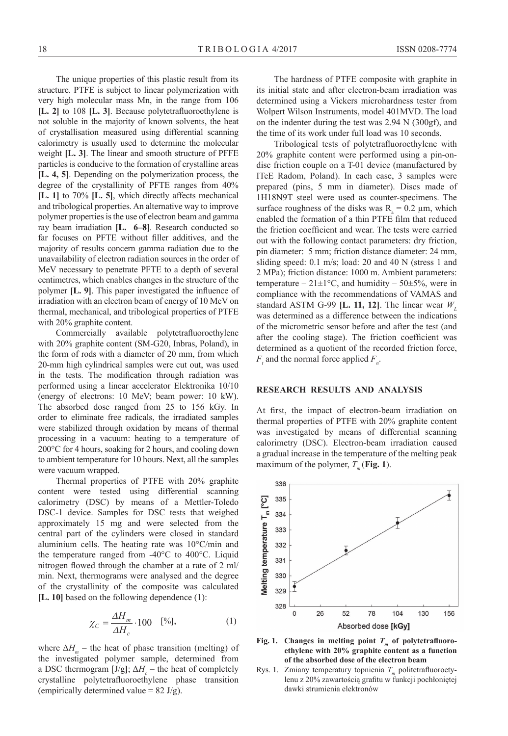The unique properties of this plastic result from its structure. PTFE is subject to linear polymerization with very high molecular mass Mn, in the range from 106 **[L. 2]** to 108 **[L. 3]**. Because polytetrafluoroethylene is not soluble in the majority of known solvents, the heat of crystallisation measured using differential scanning calorimetry is usually used to determine the molecular weight **[L. 3]**. The linear and smooth structure of PFFE particles is conducive to the formation of crystalline areas **[L. 4, 5]**. Depending on the polymerization process, the degree of the crystallinity of PFTE ranges from 40% **[L. 1]** to 70% **[L. 5]**, which directly affects mechanical and tribological properties. An alternative way to improve polymer properties is the use of electron beam and gamma ray beam irradiation **[L. 6–8]**. Research conducted so far focuses on PFTE without filler additives, and the majority of results concern gamma radiation due to the unavailability of electron radiation sources in the order of MeV necessary to penetrate PFTE to a depth of several centimetres, which enables changes in the structure of the polymer **[L. 9]**. This paper investigated the influence of irradiation with an electron beam of energy of 10 MeV on thermal, mechanical, and tribological properties of PTFE with 20% graphite content.

Commercially available polytetrafluoroethylene with 20% graphite content (SM-G20, Inbras, Poland), in the form of rods with a diameter of 20 mm, from which 20-mm high cylindrical samples were cut out, was used in the tests. The modification through radiation was performed using a linear accelerator Elektronika 10/10 (energy of electrons: 10 MeV; beam power: 10 kW). The absorbed dose ranged from 25 to 156 kGy. In order to eliminate free radicals, the irradiated samples were stabilized through oxidation by means of thermal processing in a vacuum: heating to a temperature of 200°C for 4 hours, soaking for 2 hours, and cooling down to ambient temperature for 10 hours. Next, all the samples were vacuum wrapped.

Thermal properties of PTFE with 20% graphite content were tested using differential scanning calorimetry (DSC) by means of a Mettler-Toledo DSC-1 device. Samples for DSC tests that weighed approximately 15 mg and were selected from the central part of the cylinders were closed in standard aluminium cells. The heating rate was 10°C/min and the temperature ranged from -40°C to 400°C. Liquid nitrogen flowed through the chamber at a rate of 2 ml/min. Next, thermograms were analysed and the degree of the crystallinity of the composite was calculated **[L. 10]** based on the following dependence (1):

$$\chi_C = \frac{\Delta H_m}{\Delta H_c} \cdot 100 \quad [\%], \tag{1}$$

where $\Delta H_m$ – the heat of phase transition (melting) of the investigated polymer sample, determined from a DSC thermogram [J/g]; $\Delta H_c$ – the heat of completely crystalline polytetrafluoroethylene phase transition (empirically determined value = 82 J/g).

The hardness of PTFE composite with graphite in its initial state and after electron-beam irradiation was determined using a Vickers microhardness tester from Wolpert Wilson Instruments, model 401MVD. The load on the indenter during the test was 2.94 N (300gf), and the time of its work under full load was 10 seconds.

Tribological tests of polytetrafluoroethylene with 20% graphite content were performed using a pin-on-disc friction couple on a T-01 device (manufactured by ITeE Radom, Poland). In each case, 3 samples were prepared (pins, 5 mm in diameter). Discs made of 1H18N9T steel were used as counter-specimens. The surface roughness of the disks was $R_a$ = 0.2 µm, which enabled the formation of a thin PTFE film that reduced the friction coefficient and wear. The tests were carried out with the following contact parameters: dry friction, pin diameter: 5 mm; friction distance diameter: 24 mm, sliding speed: 0.1 m/s; load: 20 and 40 N (stress 1 and 2 MPa); friction distance: 1000 m. Ambient parameters: temperature – 21±1°C, and humidity – 50±5%, were in compliance with the recommendations of VAMAS and standard ASTM G-99 **[L. 11, 12]**. The linear wear $W_L$ was determined as a difference between the indications of the micrometric sensor before and after the test (and after the cooling stage). The friction coefficient was determined as a quotient of the recorded friction force, $F_t$ and the normal force applied $F_n$.

## RESEARCH RESULTS AND ANALYSIS

At first, the impact of electron-beam irradiation on thermal properties of PTFE with 20% graphite content was investigated by means of differential scanning calorimetry (DSC). Electron-beam irradiation caused a gradual increase in the temperature of the melting peak maximum of the polymer, $T_m$ (**Fig. 1**).

**Fig. 1. Changes in melting point $T_m$ of polytetrafluoroethylene with 20% graphite content as a function of the absorbed dose of the electron beam**

Rys. 1. Zmiany temperatury topnienia $T_m$ politetrafluoroetylenu z 20% zawartością grafitu w funkcji pochłoniętej dawki strumienia elektronów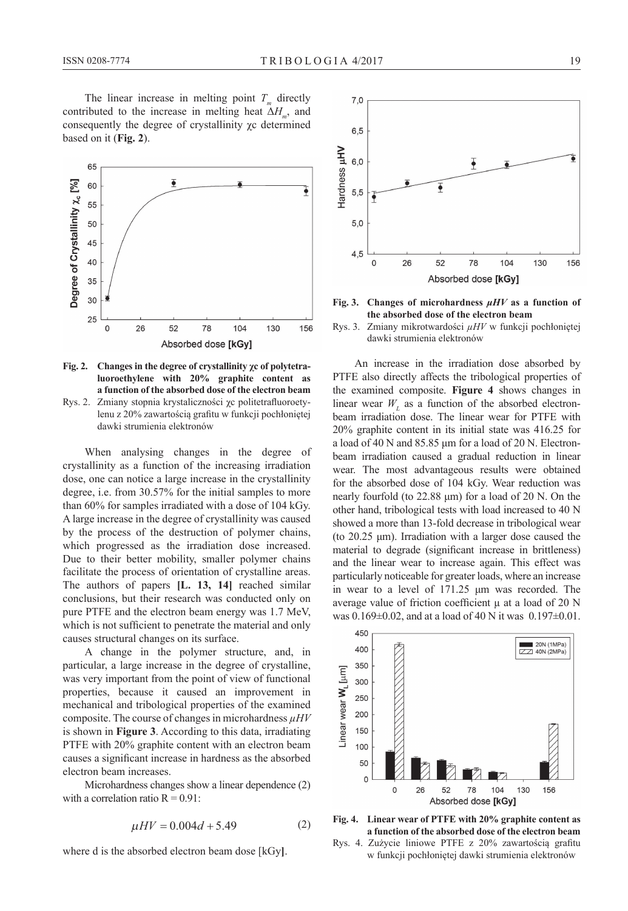The linear increase in melting point $T_m$ directly contributed to the increase in melting heat $\Delta H_m$, and consequently the degree of crystallinity χc determined based on it (**Fig. 2**).

**Fig. 2. Changes in the degree of crystallinity χc of polytetrafluoroethylene with 20% graphite content as a function of the absorbed dose of the electron beam**

Rys. 2. Zmiany stopnia krystaliczności χc politetrafluoroetylenu z 20% zawartością grafitu w funkcji pochłoniętej dawki strumienia elektronów

When analysing changes in the degree of crystallinity as a function of the increasing irradiation dose, one can notice a large increase in the crystallinity degree, i.e. from 30.57% for the initial samples to more than 60% for samples irradiated with a dose of 104 kGy. A large increase in the degree of crystallinity was caused by the process of the destruction of polymer chains, which progressed as the irradiation dose increased. Due to their better mobility, smaller polymer chains facilitate the process of orientation of crystalline areas. The authors of papers **[L. 13, 14]** reached similar conclusions, but their research was conducted only on pure PTFE and the electron beam energy was 1.7 MeV, which is not sufficient to penetrate the material and only causes structural changes on its surface.

A change in the polymer structure, and, in particular, a large increase in the degree of crystalline, was very important from the point of view of functional properties, because it caused an improvement in mechanical and tribological properties of the examined composite. The course of changes in microhardness $\mu HV$ is shown in **Figure 3**. According to this data, irradiating PTFE with 20% graphite content with an electron beam causes a significant increase in hardness as the absorbed electron beam increases.

Microhardness changes show a linear dependence (2) with a correlation ratio R = 0.91:

$$\mu HV = 0.004d + 5.49 \qquad (2)$$

where d is the absorbed electron beam dose [kGy].

**Fig. 3. Changes of microhardness $\mu HV$ as a function of the absorbed dose of the electron beam**

Rys. 3. Zmiany mikrotwardości $\mu HV$ w funkcji pochłoniętej dawki strumienia elektronów

An increase in the irradiation dose absorbed by PTFE also directly affects the tribological properties of the examined composite. **Figure 4** shows changes in linear wear $W_L$ as a function of the absorbed electron-beam irradiation dose. The linear wear for PTFE with 20% graphite content in its initial state was 416.25 for a load of 40 N and 85.85 μm for a load of 20 N. Electron-beam irradiation caused a gradual reduction in linear wear. The most advantageous results were obtained for the absorbed dose of 104 kGy. Wear reduction was nearly fourfold (to 22.88 μm) for a load of 20 N. On the other hand, tribological tests with load increased to 40 N showed a more than 13-fold decrease in tribological wear (to 20.25 μm). Irradiation with a larger dose caused the material to degrade (significant increase in brittleness) and the linear wear to increase again. This effect was particularly noticeable for greater loads, where an increase in wear to a level of 171.25 μm was recorded. The average value of friction coefficient μ at a load of 20 N was 0.169±0.02, and at a load of 40 N it was 0.197±0.01.

**Fig. 4. Linear wear of PTFE with 20% graphite content as a function of the absorbed dose of the electron beam**

Rys. 4. Zużycie liniowe PTFE z 20% zawartością grafitu w funkcji pochłoniętej dawki strumienia elektronów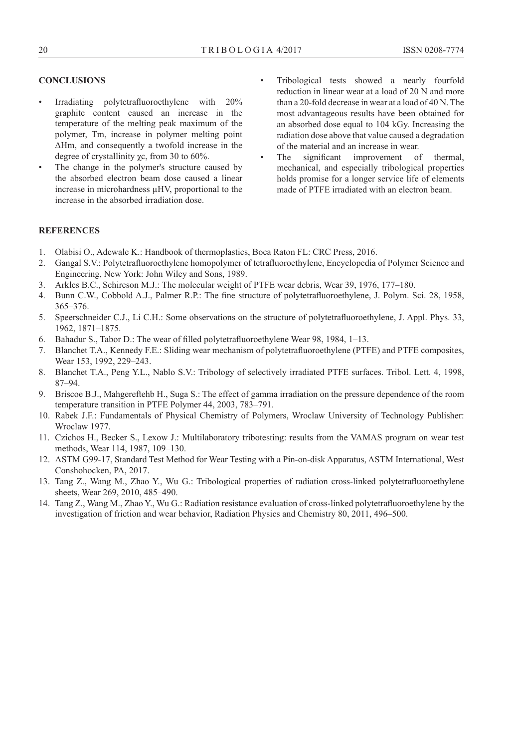## CONCLUSIONS

- Irradiating polytetrafluoroethylene with 20% graphite content caused an increase in the temperature of the melting peak maximum of the polymer, Tm, increase in polymer melting point ΔHm, and consequently a twofold increase in the degree of crystallinity χc, from 30 to 60%.
- The change in the polymer's structure caused by the absorbed electron beam dose caused a linear increase in microhardness µHV, proportional to the increase in the absorbed irradiation dose.
- Tribological tests showed a nearly fourfold reduction in linear wear at a load of 20 N and more than a 20-fold decrease in wear at a load of 40 N. The most advantageous results have been obtained for an absorbed dose equal to 104 kGy. Increasing the radiation dose above that value caused a degradation of the material and an increase in wear.
- The significant improvement of thermal, mechanical, and especially tribological properties holds promise for a longer service life of elements made of PTFE irradiated with an electron beam.

## REFERENCES

1. Olabisi O., Adewale K.: Handbook of thermoplastics, Boca Raton FL: CRC Press, 2016.
2. Gangal S.V.: Polytetrafluoroethylene homopolymer of tetrafluoroethylene, Encyclopedia of Polymer Science and Engineering, New York: John Wiley and Sons, 1989.
3. Arkles B.C., Schireson M.J.: The molecular weight of PTFE wear debris, Wear 39, 1976, 177–180.
4. Bunn C.W., Cobbold A.J., Palmer R.P.: The fine structure of polytetrafluoroethylene, J. Polym. Sci. 28, 1958, 365–376.
5. Speerschneider C.J., Li C.H.: Some observations on the structure of polytetrafluoroethylene, J. Appl. Phys. 33, 1962, 1871–1875.
6. Bahadur S., Tabor D.: The wear of filled polytetrafluoroethylene Wear 98, 1984, 1–13.
7. Blanchet T.A., Kennedy F.E.: Sliding wear mechanism of polytetrafluoroethylene (PTFE) and PTFE composites, Wear 153, 1992, 229–243.
8. Blanchet T.A., Peng Y.L., Nablo S.V.: Tribology of selectively irradiated PTFE surfaces. Tribol. Lett. 4, 1998, 87–94.
9. Briscoe B.J., Mahgereftehb H., Suga S.: The effect of gamma irradiation on the pressure dependence of the room temperature transition in PTFE Polymer 44, 2003, 783–791.
10. Rabek J.F.: Fundamentals of Physical Chemistry of Polymers, Wroclaw University of Technology Publisher: Wroclaw 1977.
11. Czichos H., Becker S., Lexow J.: Multilaboratory tribotesting: results from the VAMAS program on wear test methods, Wear 114, 1987, 109–130.
12. ASTM G99-17, Standard Test Method for Wear Testing with a Pin-on-disk Apparatus, ASTM International, West Conshohocken, PA, 2017.
13. Tang Z., Wang M., Zhao Y., Wu G.: Tribological properties of radiation cross-linked polytetrafluoroethylene sheets, Wear 269, 2010, 485–490.
14. Tang Z., Wang M., Zhao Y., Wu G.: Radiation resistance evaluation of cross-linked polytetrafluoroethylene by the investigation of friction and wear behavior, Radiation Physics and Chemistry 80, 2011, 496–500.